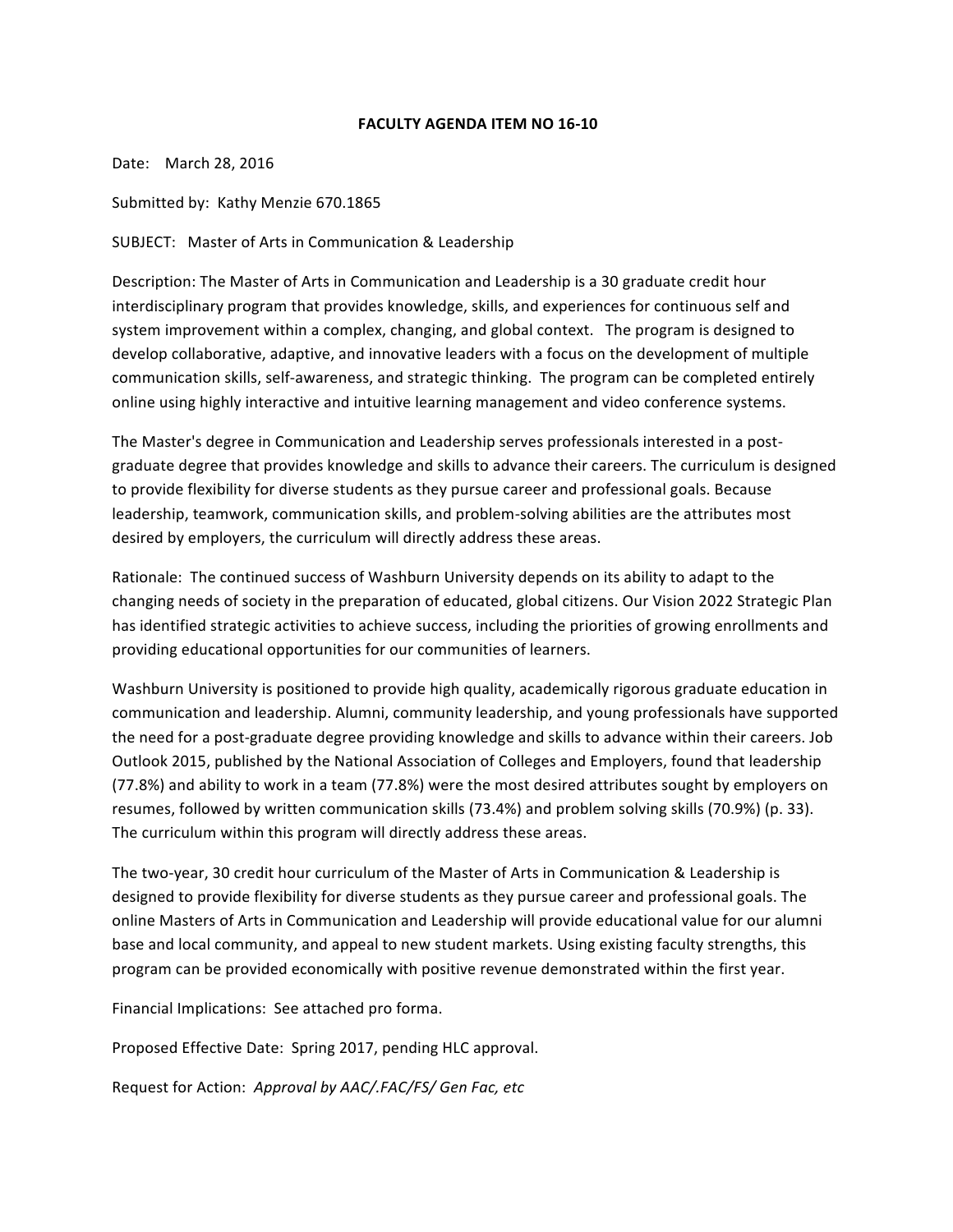# FACULTY AGENDA ITEM NO 16-10

Date: March 28, 2016

Submitted by: Kathy Menzie 670.1865

SUBJECT: Master of Arts in Communication & Leadership

Description: The Master of Arts in Communication and Leadership is a 30 graduate credit hour interdisciplinary program that provides knowledge, skills, and experiences for continuous self and system improvement within a complex, changing, and global context. The program is designed to develop collaborative, adaptive, and innovative leaders with a focus on the development of multiple communication skills, self-awareness, and strategic thinking. The program can be completed entirely online using highly interactive and intuitive learning management and video conference systems.

The Master's degree in Communication and Leadership serves professionals interested in a post-graduate degree that provides knowledge and skills to advance their careers. The curriculum is designed to provide flexibility for diverse students as they pursue career and professional goals. Because leadership, teamwork, communication skills, and problem-solving abilities are the attributes most desired by employers, the curriculum will directly address these areas.

Rationale: The continued success of Washburn University depends on its ability to adapt to the changing needs of society in the preparation of educated, global citizens. Our Vision 2022 Strategic Plan has identified strategic activities to achieve success, including the priorities of growing enrollments and providing educational opportunities for our communities of learners.

Washburn University is positioned to provide high quality, academically rigorous graduate education in communication and leadership. Alumni, community leadership, and young professionals have supported the need for a post-graduate degree providing knowledge and skills to advance within their careers. Job Outlook 2015, published by the National Association of Colleges and Employers, found that leadership (77.8%) and ability to work in a team (77.8%) were the most desired attributes sought by employers on resumes, followed by written communication skills (73.4%) and problem solving skills (70.9%) (p. 33). The curriculum within this program will directly address these areas.

The two-year, 30 credit hour curriculum of the Master of Arts in Communication & Leadership is designed to provide flexibility for diverse students as they pursue career and professional goals. The online Masters of Arts in Communication and Leadership will provide educational value for our alumni base and local community, and appeal to new student markets. Using existing faculty strengths, this program can be provided economically with positive revenue demonstrated within the first year.

Financial Implications: See attached pro forma.

Proposed Effective Date: Spring 2017, pending HLC approval.

Request for Action: *Approval by AAC/.FAC/FS/ Gen Fac, etc*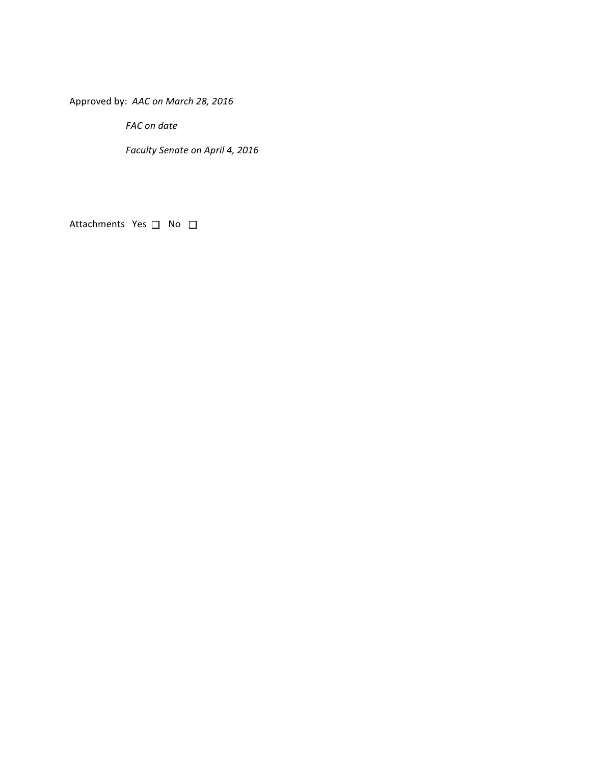Approved by: *AAC on March 28, 2016*

*FAC on date*

*Faculty Senate on April 4, 2016*

Attachments Yes ☐ No ☐